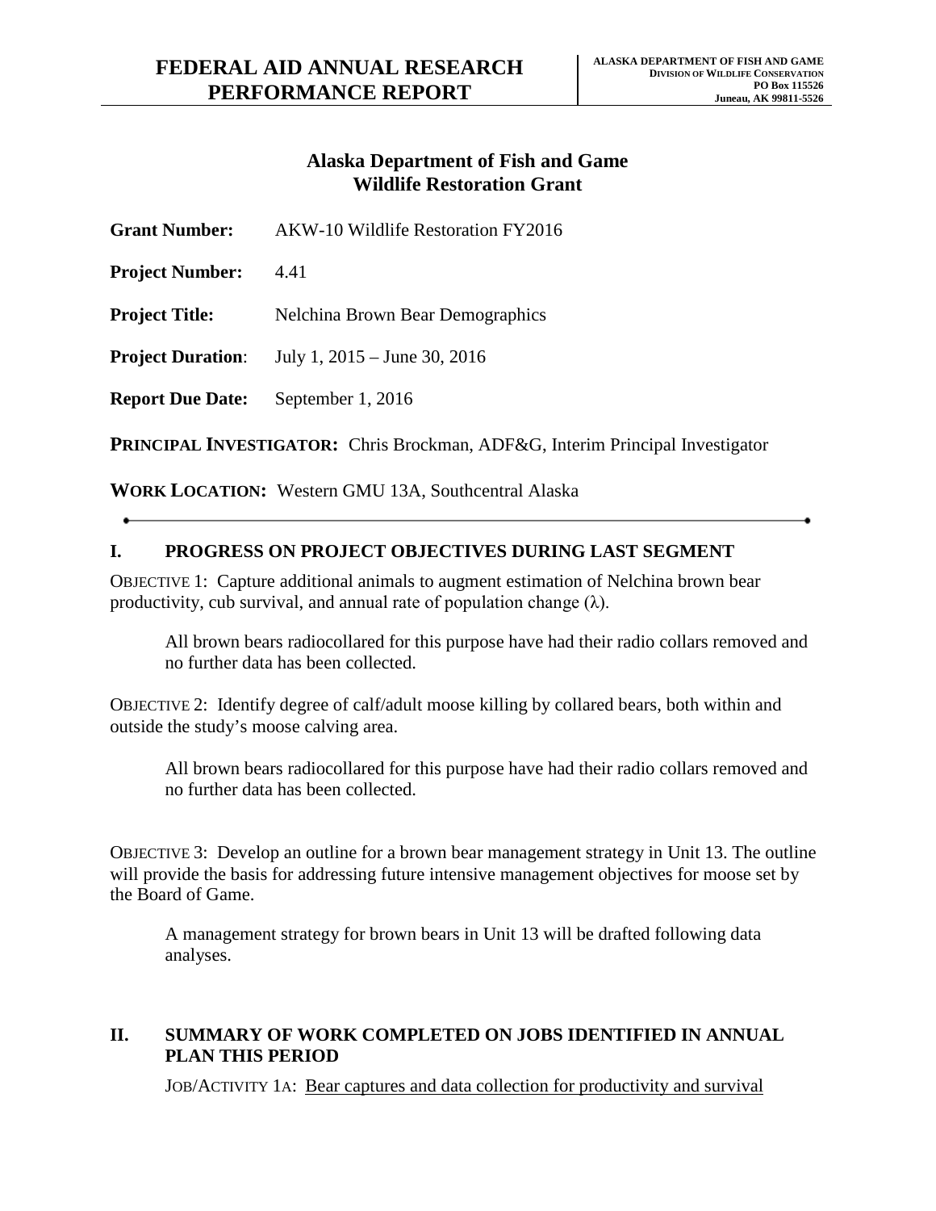# FEDERAL AID ANNUAL RESEARCH PERFORMANCE REPORT

**ALASKA DEPARTMENT OF FISH AND GAME**
**DIVISION OF WILDLIFE CONSERVATION**
**PO Box 115526**
**Juneau, AK 99811-5526**

## Alaska Department of Fish and Game
## Wildlife Restoration Grant

**Grant Number:** AKW-10 Wildlife Restoration FY2016

**Project Number:** 4.41

**Project Title:** Nelchina Brown Bear Demographics

**Project Duration**: July 1, 2015 – June 30, 2016

**Report Due Date:** September 1, 2016

**PRINCIPAL INVESTIGATOR:** Chris Brockman, ADF&G, Interim Principal Investigator

**WORK LOCATION:** Western GMU 13A, Southcentral Alaska

## I. PROGRESS ON PROJECT OBJECTIVES DURING LAST SEGMENT

OBJECTIVE 1: Capture additional animals to augment estimation of Nelchina brown bear productivity, cub survival, and annual rate of population change ($\lambda$).

> All brown bears radiocollared for this purpose have had their radio collars removed and no further data has been collected.

OBJECTIVE 2: Identify degree of calf/adult moose killing by collared bears, both within and outside the study's moose calving area.

> All brown bears radiocollared for this purpose have had their radio collars removed and no further data has been collected.

OBJECTIVE 3: Develop an outline for a brown bear management strategy in Unit 13. The outline will provide the basis for addressing future intensive management objectives for moose set by the Board of Game.

> A management strategy for brown bears in Unit 13 will be drafted following data analyses.

## II. SUMMARY OF WORK COMPLETED ON JOBS IDENTIFIED IN ANNUAL PLAN THIS PERIOD

JOB/ACTIVITY 1A: Bear captures and data collection for productivity and survival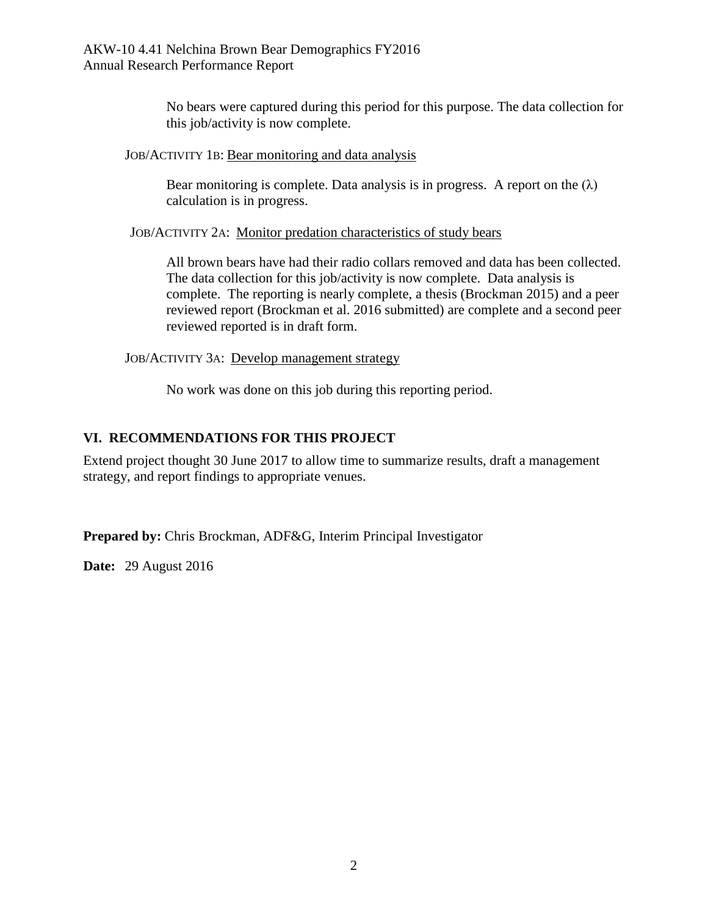No bears were captured during this period for this purpose. The data collection for this job/activity is now complete.

JOB/ACTIVITY 1B: Bear monitoring and data analysis

Bear monitoring is complete. Data analysis is in progress. A report on the ($\lambda$) calculation is in progress.

JOB/ACTIVITY 2A: Monitor predation characteristics of study bears

All brown bears have had their radio collars removed and data has been collected. The data collection for this job/activity is now complete. Data analysis is complete. The reporting is nearly complete, a thesis (Brockman 2015) and a peer reviewed report (Brockman et al. 2016 submitted) are complete and a second peer reviewed reported is in draft form.

JOB/ACTIVITY 3A: Develop management strategy

No work was done on this job during this reporting period.

## VI. RECOMMENDATIONS FOR THIS PROJECT

Extend project thought 30 June 2017 to allow time to summarize results, draft a management strategy, and report findings to appropriate venues.

**Prepared by:** Chris Brockman, ADF&G, Interim Principal Investigator

**Date:** 29 August 2016